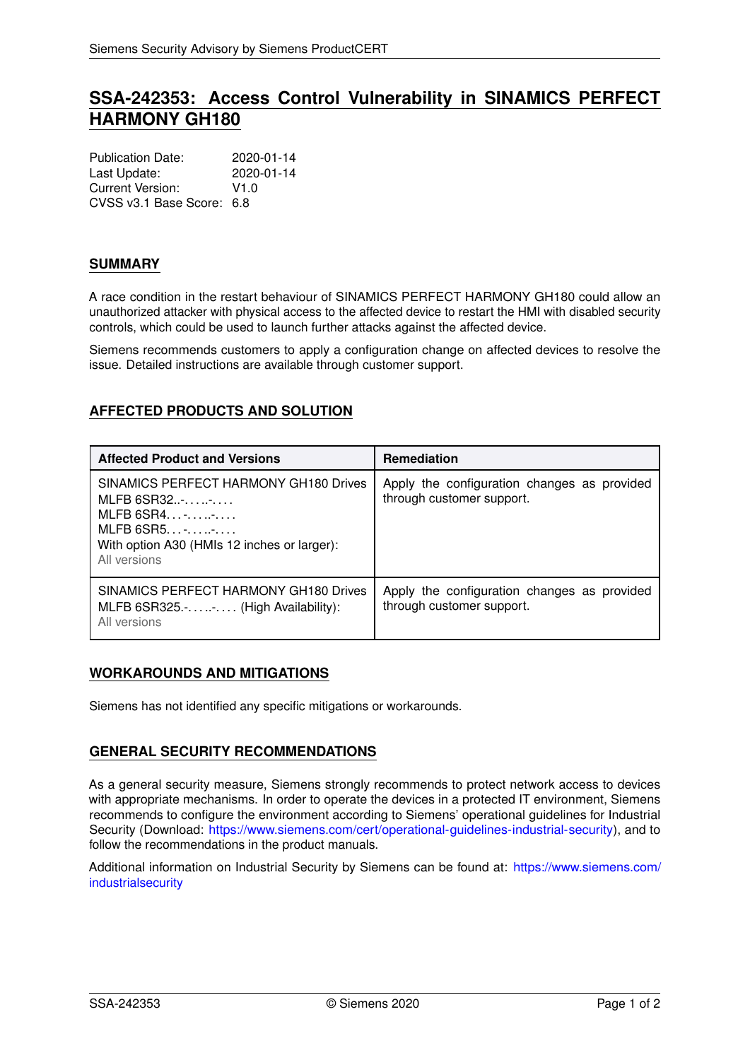# SSA-242353: Access Control Vulnerability in SINAMICS PERFECT HARMONY GH180

Publication Date: 2020-01-14
Last Update: 2020-01-14
Current Version: V1.0
CVSS v3.1 Base Score: 6.8

## SUMMARY

A race condition in the restart behaviour of SINAMICS PERFECT HARMONY GH180 could allow an unauthorized attacker with physical access to the affected device to restart the HMI with disabled security controls, which could be used to launch further attacks against the affected device.

Siemens recommends customers to apply a configuration change on affected devices to resolve the issue. Detailed instructions are available through customer support.

## AFFECTED PRODUCTS AND SOLUTION

| Affected Product and Versions | Remediation |
|---|---|
| SINAMICS PERFECT HARMONY GH180 Drives MLFB 6SR32..-.....-.... MLFB 6SR4...-.....-.... MLFB 6SR5...-.....-.... With option A30 (HMIs 12 inches or larger): All versions | Apply the configuration changes as provided through customer support. |
| SINAMICS PERFECT HARMONY GH180 Drives MLFB 6SR325.-.....-.... (High Availability): All versions | Apply the configuration changes as provided through customer support. |

## WORKAROUNDS AND MITIGATIONS

Siemens has not identified any specific mitigations or workarounds.

## GENERAL SECURITY RECOMMENDATIONS

As a general security measure, Siemens strongly recommends to protect network access to devices with appropriate mechanisms. In order to operate the devices in a protected IT environment, Siemens recommends to configure the environment according to Siemens' operational guidelines for Industrial Security (Download: https://www.siemens.com/cert/operational-guidelines-industrial-security), and to follow the recommendations in the product manuals.

Additional information on Industrial Security by Siemens can be found at: https://www.siemens.com/industrialsecurity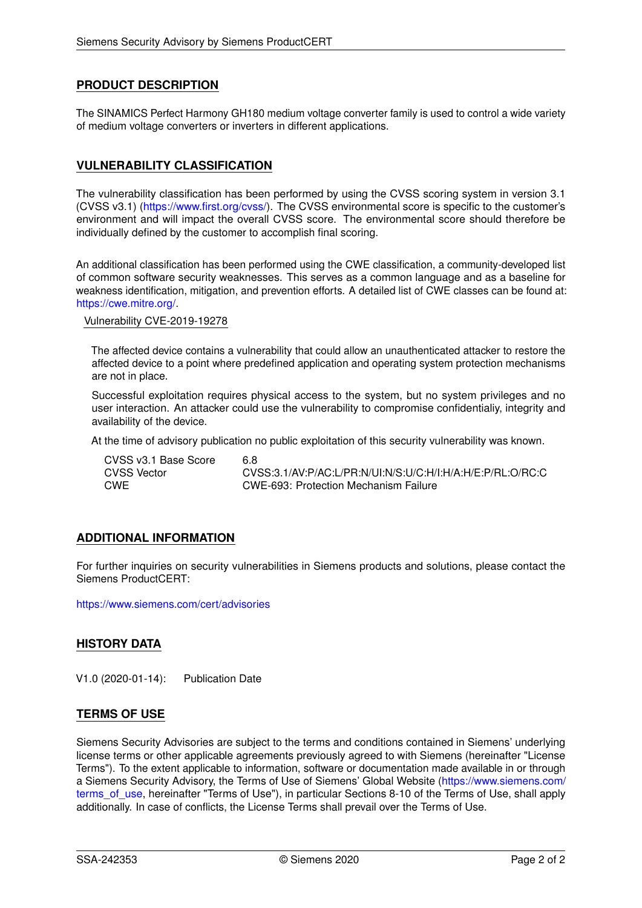## PRODUCT DESCRIPTION

The SINAMICS Perfect Harmony GH180 medium voltage converter family is used to control a wide variety of medium voltage converters or inverters in different applications.

## VULNERABILITY CLASSIFICATION

The vulnerability classification has been performed by using the CVSS scoring system in version 3.1 (CVSS v3.1) (https://www.first.org/cvss/). The CVSS environmental score is specific to the customer's environment and will impact the overall CVSS score. The environmental score should therefore be individually defined by the customer to accomplish final scoring.

An additional classification has been performed using the CWE classification, a community-developed list of common software security weaknesses. This serves as a common language and as a baseline for weakness identification, mitigation, and prevention efforts. A detailed list of CWE classes can be found at: https://cwe.mitre.org/.

### Vulnerability CVE-2019-19278

The affected device contains a vulnerability that could allow an unauthenticated attacker to restore the affected device to a point where predefined application and operating system protection mechanisms are not in place.

Successful exploitation requires physical access to the system, but no system privileges and no user interaction. An attacker could use the vulnerability to compromise confidentialiy, integrity and availability of the device.

At the time of advisory publication no public exploitation of this security vulnerability was known.

| | |
|---|---|
| CVSS v3.1 Base Score | 6.8 |
| CVSS Vector | CVSS:3.1/AV:P/AC:L/PR:N/UI:N/S:U/C:H/I:H/A:H/E:P/RL:O/RC:C |
| CWE | CWE-693: Protection Mechanism Failure |

## ADDITIONAL INFORMATION

For further inquiries on security vulnerabilities in Siemens products and solutions, please contact the Siemens ProductCERT:

https://www.siemens.com/cert/advisories

## HISTORY DATA

V1.0 (2020-01-14): Publication Date

## TERMS OF USE

Siemens Security Advisories are subject to the terms and conditions contained in Siemens' underlying license terms or other applicable agreements previously agreed to with Siemens (hereinafter "License Terms"). To the extent applicable to information, software or documentation made available in or through a Siemens Security Advisory, the Terms of Use of Siemens' Global Website (https://www.siemens.com/terms_of_use, hereinafter "Terms of Use"), in particular Sections 8-10 of the Terms of Use, shall apply additionally. In case of conflicts, the License Terms shall prevail over the Terms of Use.